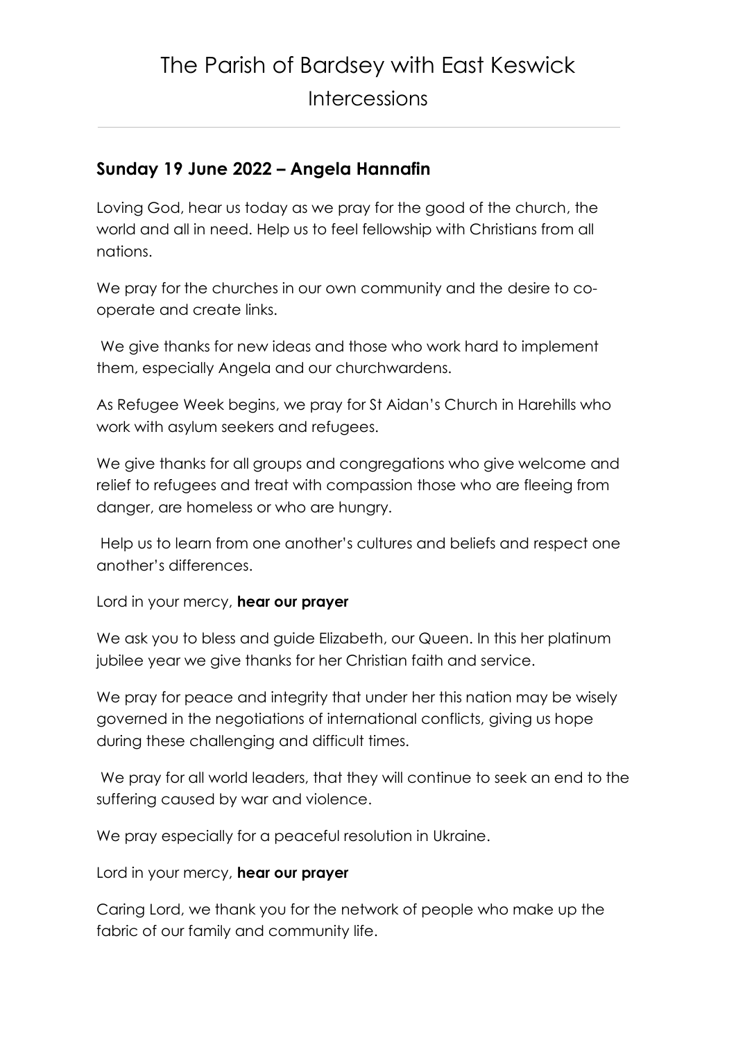# The Parish of Bardsey with East Keswick

## Intercessions

---

### Sunday 19 June 2022 – Angela Hannafin

Loving God, hear us today as we pray for the good of the church, the world and all in need. Help us to feel fellowship with Christians from all nations.

We pray for the churches in our own community and the desire to co-operate and create links.

We give thanks for new ideas and those who work hard to implement them, especially Angela and our churchwardens.

As Refugee Week begins, we pray for St Aidan's Church in Harehills who work with asylum seekers and refugees.

We give thanks for all groups and congregations who give welcome and relief to refugees and treat with compassion those who are fleeing from danger, are homeless or who are hungry.

Help us to learn from one another's cultures and beliefs and respect one another's differences.

Lord in your mercy, **hear our prayer**

We ask you to bless and guide Elizabeth, our Queen. In this her platinum jubilee year we give thanks for her Christian faith and service.

We pray for peace and integrity that under her this nation may be wisely governed in the negotiations of international conflicts, giving us hope during these challenging and difficult times.

We pray for all world leaders, that they will continue to seek an end to the suffering caused by war and violence.

We pray especially for a peaceful resolution in Ukraine.

Lord in your mercy, **hear our prayer**

Caring Lord, we thank you for the network of people who make up the fabric of our family and community life.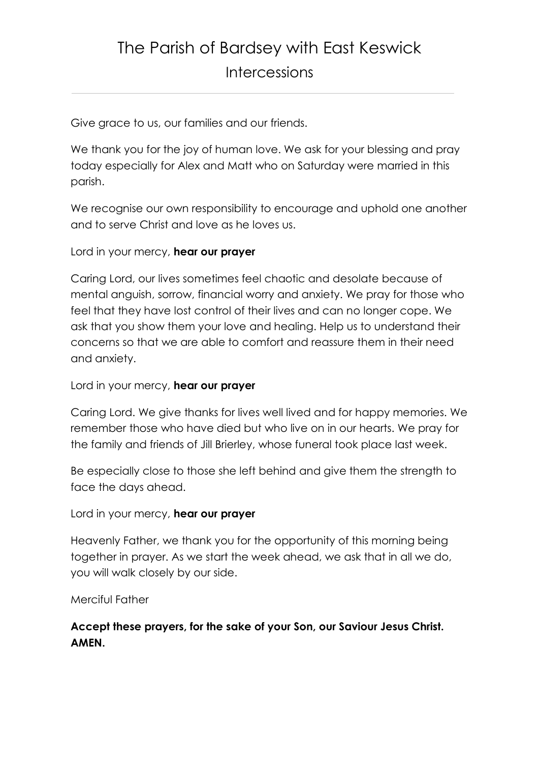# The Parish of Bardsey with East Keswick

## Intercessions

Give grace to us, our families and our friends.

We thank you for the joy of human love. We ask for your blessing and pray today especially for Alex and Matt who on Saturday were married in this parish.

We recognise our own responsibility to encourage and uphold one another and to serve Christ and love as he loves us.

Lord in your mercy, **hear our prayer**

Caring Lord, our lives sometimes feel chaotic and desolate because of mental anguish, sorrow, financial worry and anxiety. We pray for those who feel that they have lost control of their lives and can no longer cope. We ask that you show them your love and healing. Help us to understand their concerns so that we are able to comfort and reassure them in their need and anxiety.

Lord in your mercy, **hear our prayer**

Caring Lord. We give thanks for lives well lived and for happy memories. We remember those who have died but who live on in our hearts. We pray for the family and friends of Jill Brierley, whose funeral took place last week.

Be especially close to those she left behind and give them the strength to face the days ahead.

Lord in your mercy, **hear our prayer**

Heavenly Father, we thank you for the opportunity of this morning being together in prayer. As we start the week ahead, we ask that in all we do, you will walk closely by our side.

Merciful Father

**Accept these prayers, for the sake of your Son, our Saviour Jesus Christ. AMEN.**